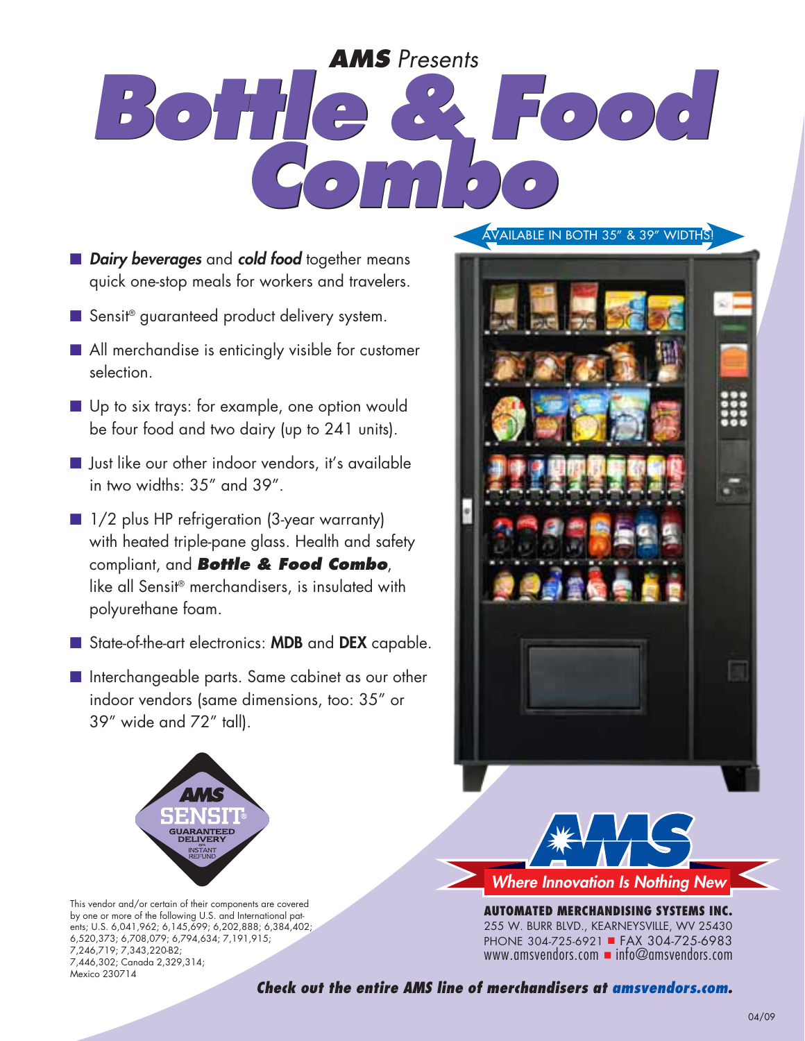*AMS Presents*

# Bottle & Food Combo

AVAILABLE IN BOTH 35″ & 39″ WIDTHS!

- ***Dairy beverages*** and ***cold food*** together means quick one-stop meals for workers and travelers.
- Sensit® guaranteed product delivery system.
- All merchandise is enticingly visible for customer selection.
- Up to six trays: for example, one option would be four food and two dairy (up to 241 units).
- Just like our other indoor vendors, it's available in two widths: 35″ and 39″.
- 1/2 plus HP refrigeration (3-year warranty) with heated triple-pane glass. Health and safety compliant, and ***Bottle & Food Combo***, like all Sensit® merchandisers, is insulated with polyurethane foam.
- State-of-the-art electronics: **MDB** and **DEX** capable.
- Interchangeable parts. Same cabinet as our other indoor vendors (same dimensions, too: 35″ or 39″ wide and 72″ tall).

AMS SENSIT® GUARANTEED DELIVERY or INSTANT REFUND

This vendor and/or certain of their components are covered by one or more of the following U.S. and International patents; U.S. 6,041,962; 6,145,699; 6,202,888; 6,384,402; 6,520,373; 6,708,079; 6,794,634; 7,191,915; 7,246,719; 7,343,220-B2; 7,446,302; Canada 2,329,314; Mexico 230714

AMS — *Where Innovation Is Nothing New*

**AUTOMATED MERCHANDISING SYSTEMS INC.**
255 W. BURR BLVD., KEARNEYSVILLE, WV 25430
PHONE 304-725-6921 ■ FAX 304-725-6983
www.amsvendors.com ■ info@amsvendors.com

***Check out the entire AMS line of merchandisers at amsvendors.com.***

04/09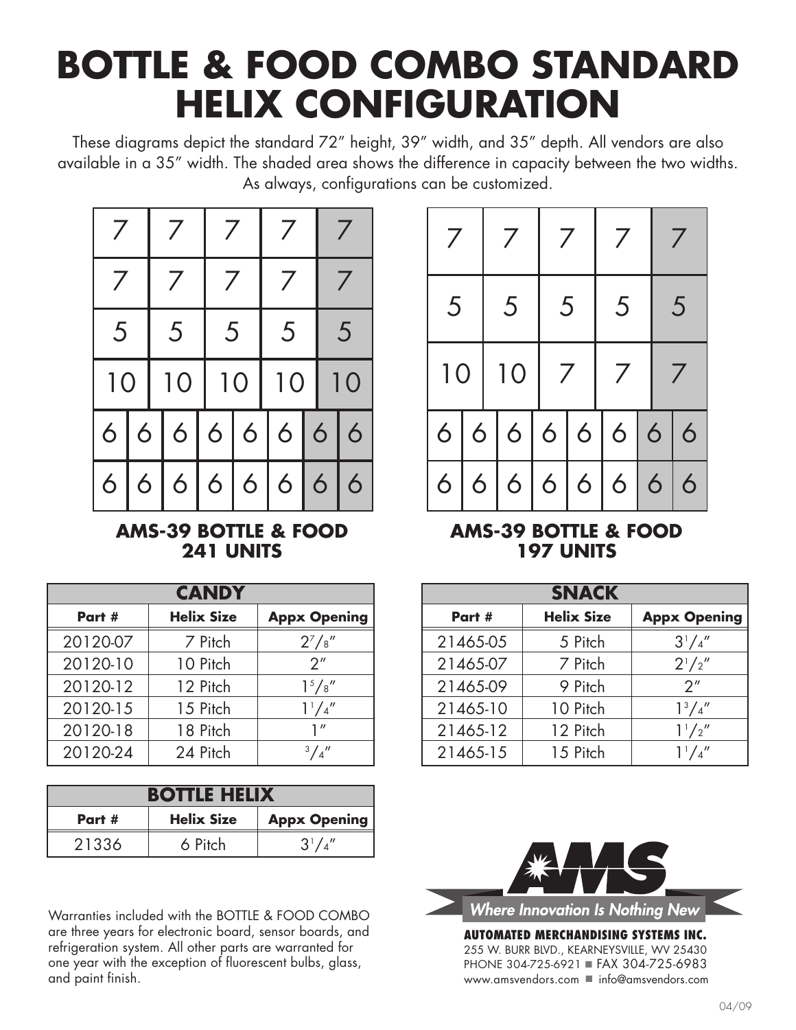# BOTTLE & FOOD COMBO STANDARD HELIX CONFIGURATION

These diagrams depict the standard 72″ height, 39″ width, and 35″ depth. All vendors are also available in a 35″ width. The shaded area shows the difference in capacity between the two widths. As always, configurations can be customized.

| | | | | | | | |
|---|---|---|---|---|---|---|---|
| 7 | | 7 | | 7 | 7 | 7 | |
| 7 | | 7 | | 7 | 7 | 7 | |
| 5 | | 5 | | 5 | 5 | 5 | |
| 10 | | 10 | | 10 | 10 | 10 | |
| 6 | 6 | 6 | 6 | 6 | 6 | 6 | 6 |
| 6 | 6 | 6 | 6 | 6 | 6 | 6 | 6 |

**AMS-39 BOTTLE & FOOD 241 UNITS**

| | | | | | | | |
|---|---|---|---|---|---|---|---|
| 7 | | 7 | | 7 | 7 | 7 | |
| 5 | | 5 | | 5 | 5 | 5 | |
| 10 | | 10 | | 7 | 7 | 7 | |
| 6 | 6 | 6 | 6 | 6 | 6 | 6 | 6 |
| 6 | 6 | 6 | 6 | 6 | 6 | 6 | 6 |

**AMS-39 BOTTLE & FOOD 197 UNITS**

| CANDY | | |
|---|---|---|
| **Part #** | **Helix Size** | **Appx Opening** |
| 20120-07 | 7 Pitch | 2 7/8″ |
| 20120-10 | 10 Pitch | 2″ |
| 20120-12 | 12 Pitch | 1 5/8″ |
| 20120-15 | 15 Pitch | 1 1/4″ |
| 20120-18 | 18 Pitch | 1″ |
| 20120-24 | 24 Pitch | 3/4″ |

| SNACK | | |
|---|---|---|
| **Part #** | **Helix Size** | **Appx Opening** |
| 21465-05 | 5 Pitch | 3 1/4″ |
| 21465-07 | 7 Pitch | 2 1/2″ |
| 21465-09 | 9 Pitch | 2″ |
| 21465-10 | 10 Pitch | 1 3/4″ |
| 21465-12 | 12 Pitch | 1 1/2″ |
| 21465-15 | 15 Pitch | 1 1/4″ |

| BOTTLE HELIX | | |
|---|---|---|
| **Part #** | **Helix Size** | **Appx Opening** |
| 21336 | 6 Pitch | 3 1/4″ |

Warranties included with the BOTTLE & FOOD COMBO are three years for electronic board, sensor boards, and refrigeration system. All other parts are warranted for one year with the exception of fluorescent bulbs, glass, and paint finish.

AMS

*Where Innovation Is Nothing New*

**AUTOMATED MERCHANDISING SYSTEMS INC.**
255 W. BURR BLVD., KEARNEYSVILLE, WV 25430
PHONE 304-725-6921 ■ FAX 304-725-6983
www.amsvendors.com ■ info@amsvendors.com

04/09